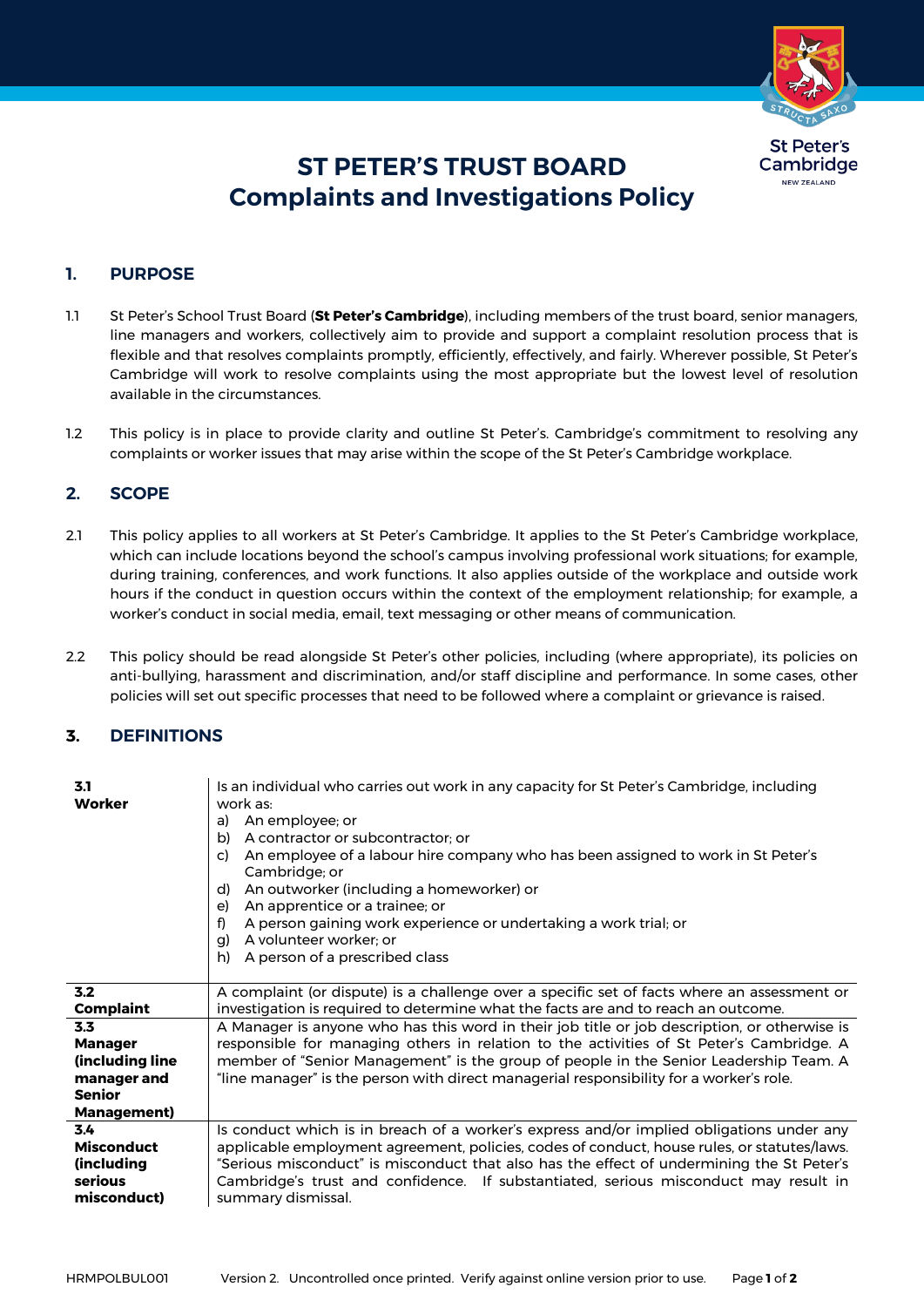# ST PETER'S TRUST BOARD
# Complaints and Investigations Policy

## 1. PURPOSE

1.1 St Peter's School Trust Board (**St Peter's Cambridge**), including members of the trust board, senior managers, line managers and workers, collectively aim to provide and support a complaint resolution process that is flexible and that resolves complaints promptly, efficiently, effectively, and fairly. Wherever possible, St Peter's Cambridge will work to resolve complaints using the most appropriate but the lowest level of resolution available in the circumstances.

1.2 This policy is in place to provide clarity and outline St Peter's. Cambridge's commitment to resolving any complaints or worker issues that may arise within the scope of the St Peter's Cambridge workplace.

## 2. SCOPE

2.1 This policy applies to all workers at St Peter's Cambridge. It applies to the St Peter's Cambridge workplace, which can include locations beyond the school's campus involving professional work situations; for example, during training, conferences, and work functions. It also applies outside of the workplace and outside work hours if the conduct in question occurs within the context of the employment relationship; for example, a worker's conduct in social media, email, text messaging or other means of communication.

2.2 This policy should be read alongside St Peter's other policies, including (where appropriate), its policies on anti-bullying, harassment and discrimination, and/or staff discipline and performance. In some cases, other policies will set out specific processes that need to be followed where a complaint or grievance is raised.

## 3. DEFINITIONS

| | |
|---|---|
| **3.1 Worker** | Is an individual who carries out work in any capacity for St Peter's Cambridge, including work as:<br>a) An employee; or<br>b) A contractor or subcontractor; or<br>c) An employee of a labour hire company who has been assigned to work in St Peter's Cambridge; or<br>d) An outworker (including a homeworker) or<br>e) An apprentice or a trainee; or<br>f) A person gaining work experience or undertaking a work trial; or<br>g) A volunteer worker; or<br>h) A person of a prescribed class |
| **3.2 Complaint** | A complaint (or dispute) is a challenge over a specific set of facts where an assessment or investigation is required to determine what the facts are and to reach an outcome. |
| **3.3 Manager (including line manager and Senior Management)** | A Manager is anyone who has this word in their job title or job description, or otherwise is responsible for managing others in relation to the activities of St Peter's Cambridge. A member of "Senior Management" is the group of people in the Senior Leadership Team. A "line manager" is the person with direct managerial responsibility for a worker's role. |
| **3.4 Misconduct (including serious misconduct)** | Is conduct which is in breach of a worker's express and/or implied obligations under any applicable employment agreement, policies, codes of conduct, house rules, or statutes/laws. "Serious misconduct" is misconduct that also has the effect of undermining the St Peter's Cambridge's trust and confidence. If substantiated, serious misconduct may result in summary dismissal. |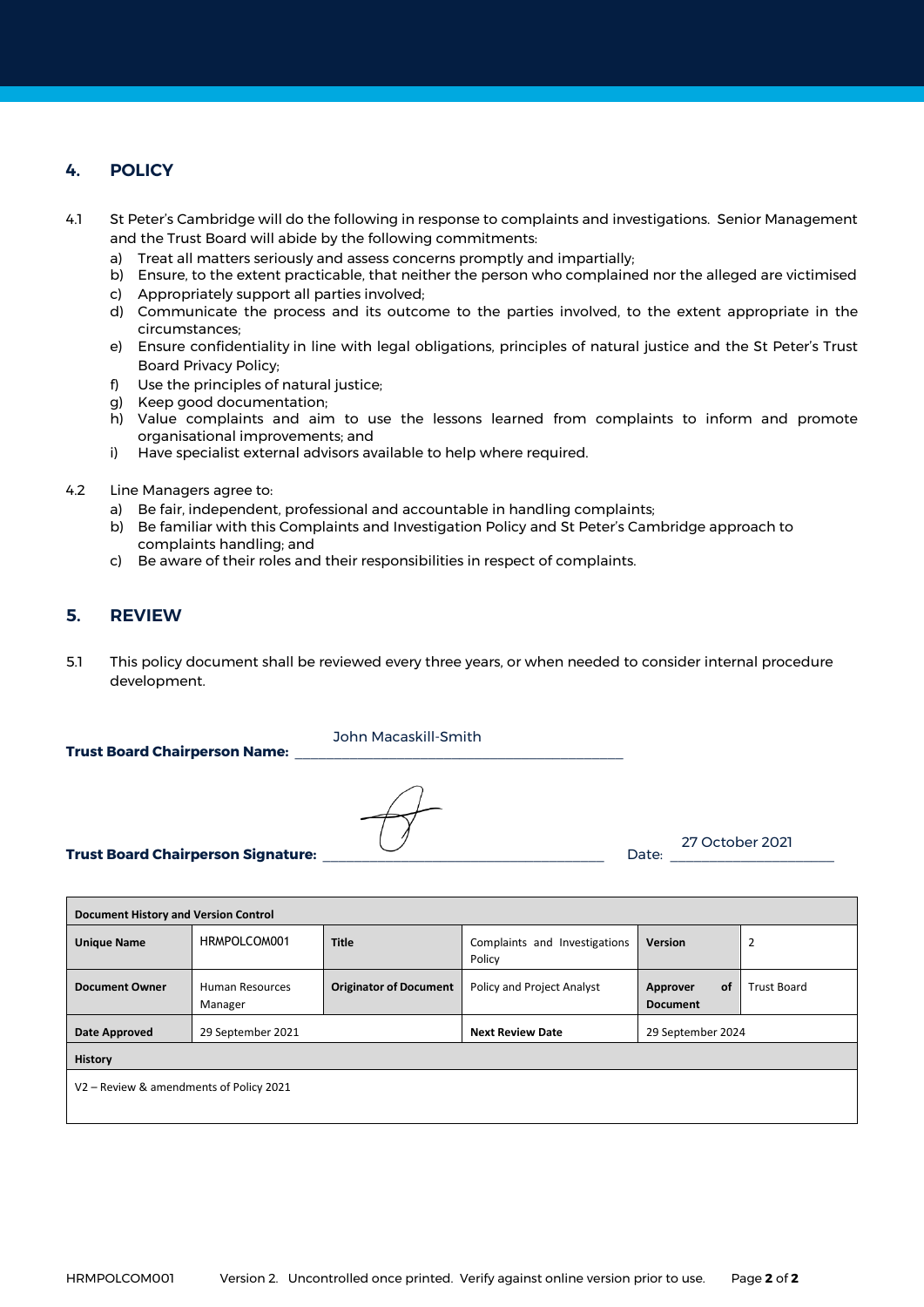## 4. POLICY

4.1 St Peter's Cambridge will do the following in response to complaints and investigations. Senior Management and the Trust Board will abide by the following commitments:

a) Treat all matters seriously and assess concerns promptly and impartially;
b) Ensure, to the extent practicable, that neither the person who complained nor the alleged are victimised
c) Appropriately support all parties involved;
d) Communicate the process and its outcome to the parties involved, to the extent appropriate in the circumstances;
e) Ensure confidentiality in line with legal obligations, principles of natural justice and the St Peter's Trust Board Privacy Policy;
f) Use the principles of natural justice;
g) Keep good documentation;
h) Value complaints and aim to use the lessons learned from complaints to inform and promote organisational improvements; and
i) Have specialist external advisors available to help where required.

4.2 Line Managers agree to:

a) Be fair, independent, professional and accountable in handling complaints;
b) Be familiar with this Complaints and Investigation Policy and St Peter's Cambridge approach to complaints handling; and
c) Be aware of their roles and their responsibilities in respect of complaints.

## 5. REVIEW

5.1 This policy document shall be reviewed every three years, or when needed to consider internal procedure development.

**Trust Board Chairperson Name:** John Macaskill-Smith

**Trust Board Chairperson Signature:** ______________ Date: 27 October 2021

| Document History and Version Control | | | | | |
|---|---|---|---|---|---|
| **Unique Name** | HRMPOLCOM001 | **Title** | Complaints and Investigations Policy | **Version** | 2 |
| **Document Owner** | Human Resources Manager | **Originator of Document** | Policy and Project Analyst | **Approver of Document** | Trust Board |
| **Date Approved** | 29 September 2021 | | **Next Review Date** | 29 September 2024 | |
| **History** | | | | | |
| V2 – Review & amendments of Policy 2021 | | | | | |